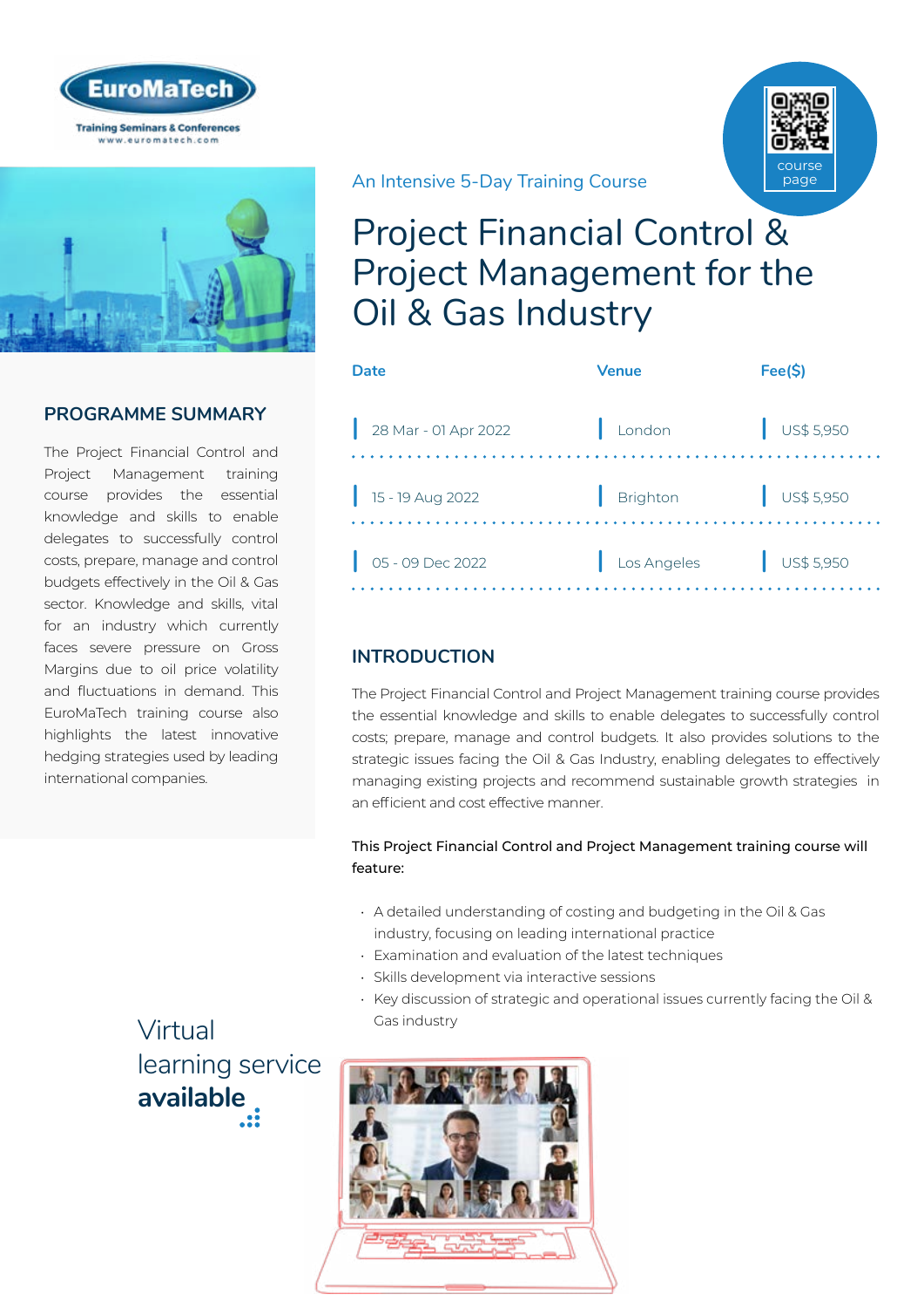EuroMaTech

Training Seminars & Conferences
www.euromatech.com

course page

An Intensive 5-Day Training Course

# Project Financial Control & Project Management for the Oil & Gas Industry

| Date | Venue | Fee($) |
| --- | --- | --- |
| 28 Mar - 01 Apr 2022 | London | US$ 5,950 |
| 15 - 19 Aug 2022 | Brighton | US$ 5,950 |
| 05 - 09 Dec 2022 | Los Angeles | US$ 5,950 |

## PROGRAMME SUMMARY

The Project Financial Control and Project Management training course provides the essential knowledge and skills to enable delegates to successfully control costs, prepare, manage and control budgets effectively in the Oil & Gas sector. Knowledge and skills, vital for an industry which currently faces severe pressure on Gross Margins due to oil price volatility and fluctuations in demand. This EuroMaTech training course also highlights the latest innovative hedging strategies used by leading international companies.

## INTRODUCTION

The Project Financial Control and Project Management training course provides the essential knowledge and skills to enable delegates to successfully control costs; prepare, manage and control budgets. It also provides solutions to the strategic issues facing the Oil & Gas Industry, enabling delegates to effectively managing existing projects and recommend sustainable growth strategies in an efficient and cost effective manner.

**This Project Financial Control and Project Management training course will feature:**

- A detailed understanding of costing and budgeting in the Oil & Gas industry, focusing on leading international practice
- Examination and evaluation of the latest techniques
- Skills development via interactive sessions
- Key discussion of strategic and operational issues currently facing the Oil & Gas industry

Virtual learning service **available**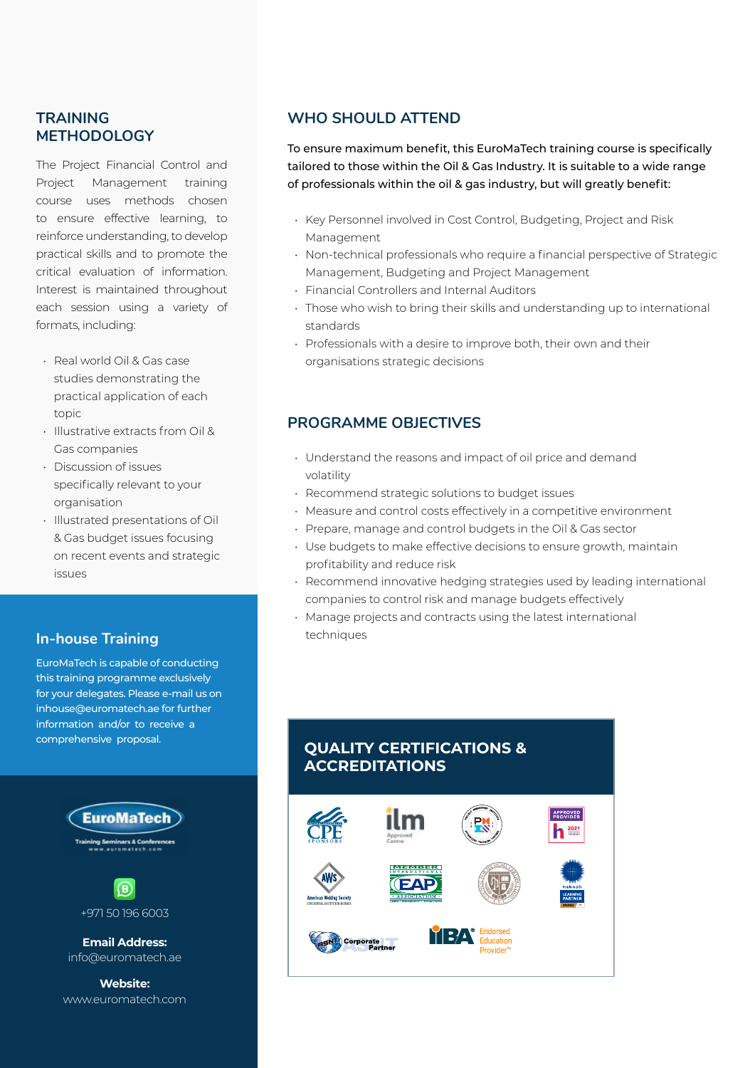## TRAINING METHODOLOGY

The Project Financial Control and Project Management training course uses methods chosen to ensure effective learning, to reinforce understanding, to develop practical skills and to promote the critical evaluation of information. Interest is maintained throughout each session using a variety of formats, including:

- Real world Oil & Gas case studies demonstrating the practical application of each topic
- Illustrative extracts from Oil & Gas companies
- Discussion of issues specifically relevant to your organisation
- Illustrated presentations of Oil & Gas budget issues focusing on recent events and strategic issues

## In-house Training

EuroMaTech is capable of conducting this training programme exclusively for your delegates. Please e-mail us on inhouse@euromatech.ae for further information and/or to receive a comprehensive proposal.

EuroMaTech
Training Seminars & Conferences
www.euromatech.com

+971 50 196 6003

**Email Address:**
info@euromatech.ae

**Website:**
www.euromatech.com

## WHO SHOULD ATTEND

To ensure maximum benefit, this EuroMaTech training course is specifically tailored to those within the Oil & Gas Industry. It is suitable to a wide range of professionals within the oil & gas industry, but will greatly benefit:

- Key Personnel involved in Cost Control, Budgeting, Project and Risk Management
- Non-technical professionals who require a financial perspective of Strategic Management, Budgeting and Project Management
- Financial Controllers and Internal Auditors
- Those who wish to bring their skills and understanding up to international standards
- Professionals with a desire to improve both, their own and their organisations strategic decisions

## PROGRAMME OBJECTIVES

- Understand the reasons and impact of oil price and demand volatility
- Recommend strategic solutions to budget issues
- Measure and control costs effectively in a competitive environment
- Prepare, manage and control budgets in the Oil & Gas sector
- Use budgets to make effective decisions to ensure growth, maintain profitability and reduce risk
- Recommend innovative hedging strategies used by leading international companies to control risk and manage budgets effectively
- Manage projects and contracts using the latest international techniques

## QUALITY CERTIFICATIONS & ACCREDITATIONS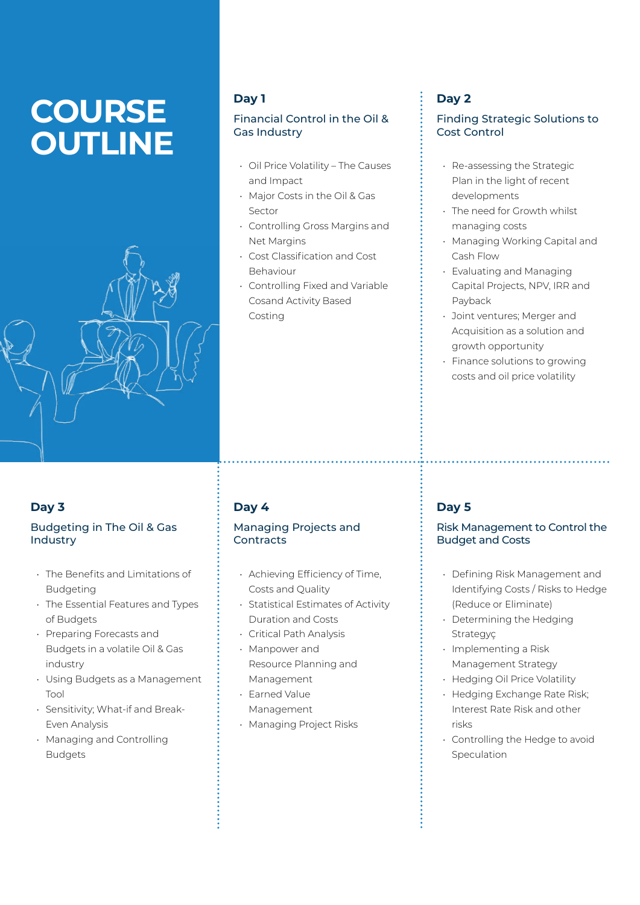# COURSE OUTLINE

## Day 1

### Financial Control in the Oil & Gas Industry

- Oil Price Volatility – The Causes and Impact
- Major Costs in the Oil & Gas Sector
- Controlling Gross Margins and Net Margins
- Cost Classification and Cost Behaviour
- Controlling Fixed and Variable Cosand Activity Based Costing

## Day 2

### Finding Strategic Solutions to Cost Control

- Re-assessing the Strategic Plan in the light of recent developments
- The need for Growth whilst managing costs
- Managing Working Capital and Cash Flow
- Evaluating and Managing Capital Projects, NPV, IRR and Payback
- Joint ventures; Merger and Acquisition as a solution and growth opportunity
- Finance solutions to growing costs and oil price volatility

## Day 3

### Budgeting in The Oil & Gas Industry

- The Benefits and Limitations of Budgeting
- The Essential Features and Types of Budgets
- Preparing Forecasts and Budgets in a volatile Oil & Gas industry
- Using Budgets as a Management Tool
- Sensitivity; What-if and Break-Even Analysis
- Managing and Controlling Budgets

## Day 4

### Managing Projects and Contracts

- Achieving Efficiency of Time, Costs and Quality
- Statistical Estimates of Activity Duration and Costs
- Critical Path Analysis
- Manpower and Resource Planning and Management
- Earned Value Management
- Managing Project Risks

## Day 5

### Risk Management to Control the Budget and Costs

- Defining Risk Management and Identifying Costs / Risks to Hedge (Reduce or Eliminate)
- Determining the Hedging Strategyç
- Implementing a Risk Management Strategy
- Hedging Oil Price Volatility
- Hedging Exchange Rate Risk; Interest Rate Risk and other risks
- Controlling the Hedge to avoid Speculation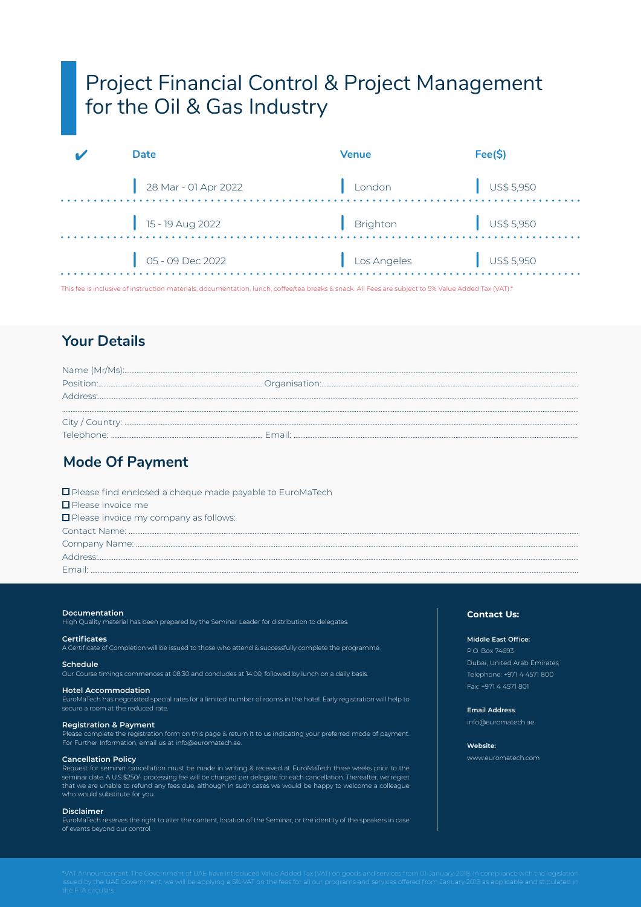# Project Financial Control & Project Management for the Oil & Gas Industry

| ✔ | Date | Venue | Fee($) |
|---|---|---|---|
| | 28 Mar - 01 Apr 2022 | London | US$ 5,950 |
| | 15 - 19 Aug 2022 | Brighton | US$ 5,950 |
| | 05 - 09 Dec 2022 | Los Angeles | US$ 5,950 |

This fee is inclusive of instruction materials, documentation, lunch, coffee/tea breaks & snack. All Fees are subject to 5% Value Added Tax (VAT).*

## Your Details

Name (Mr/Ms):............................................................

Position:.............................. Organisation:..............................

Address:............................................................

............................................................

City / Country: ............................................................

Telephone: .............................. Email: ..............................

## Mode Of Payment

- ☐ Please find enclosed a cheque made payable to EuroMaTech
- ☐ Please invoice me
- ☐ Please invoice my company as follows:

Contact Name: ............................................................

Company Name: ............................................................

Address:............................................................

Email: ............................................................

**Documentation**
High Quality material has been prepared by the Seminar Leader for distribution to delegates.

**Certificates**
A Certificate of Completion will be issued to those who attend & successfully complete the programme.

**Schedule**
Our Course timings commences at 08:30 and concludes at 14:00, followed by lunch on a daily basis.

**Hotel Accommodation**
EuroMaTech has negotiated special rates for a limited number of rooms in the hotel. Early registration will help to secure a room at the reduced rate.

**Registration & Payment**
Please complete the registration form on this page & return it to us indicating your preferred mode of payment. For Further Information, email us at info@euromatech.ae.

**Cancellation Policy**
Request for seminar cancellation must be made in writing & received at EuroMaTech three weeks prior to the seminar date. A U.S $250/- processing fee will be charged per delegate for each cancellation. Thereafter, we regret that we are unable to refund any fees due, although in such cases we would be happy to welcome a colleague who would substitute for you.

**Disclaimer**
EuroMaTech reserves the right to alter the content, location of the Seminar, or the identity of the speakers in case of events beyond our control.

**Contact Us:**

**Middle East Office:**
P.O. Box 74693
Dubai, United Arab Emirates
Telephone: +971 4 4571 800
Fax: +971 4 4571 801

**Email Address**
info@euromatech.ae

**Website:**
www.euromatech.com

*VAT Announcement: The Government of UAE have introduced Value Added Tax (VAT) on goods and services from 01-January-2018. In compliance with the legislation issued by the UAE Government, we will be applying a 5% VAT on the fees for all our programs and services offered from January 2018 as applicable and stipulated in the FTA circulars.